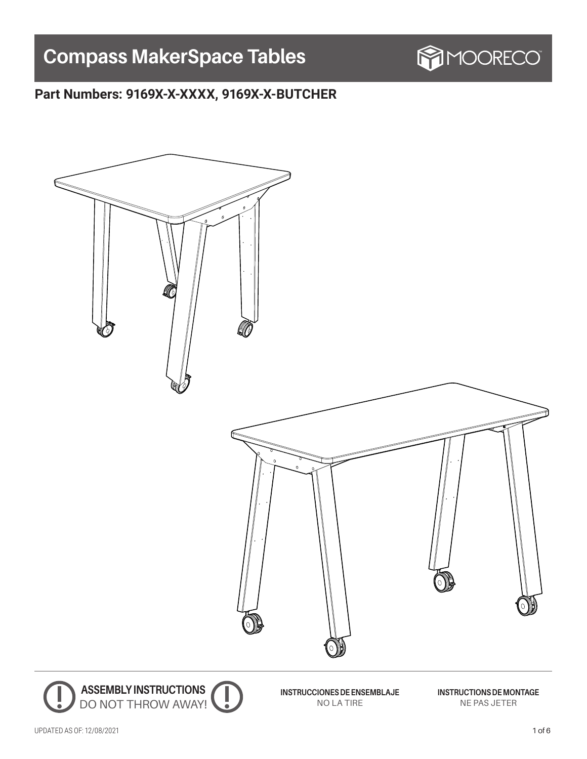# Compass MakerSpace Tables

MOORECO™

## Part Numbers: 9169X-X-XXXX, 9169X-X-BUTCHER

**ASSEMBLY INSTRUCTIONS**
DO NOT THROW AWAY!

**INSTRUCCIONES DE ENSEMBLAJE**
NO LA TIRE

**INSTRUCTIONS DE MONTAGE**
NE PAS JETER

UPDATED AS OF: 12/08/2021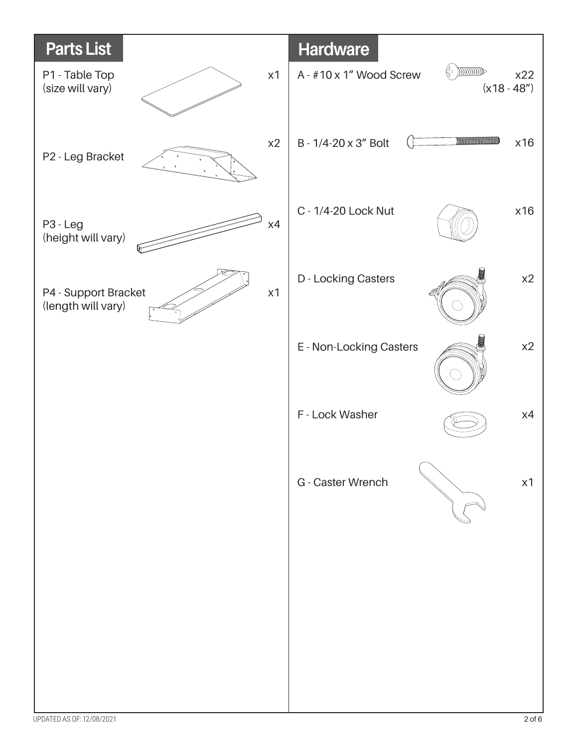## Parts List

| Part | Qty |
| --- | --- |
| P1 - Table Top (size will vary) | x1 |
| P2 - Leg Bracket | x2 |
| P3 - Leg (height will vary) | x4 |
| P4 - Support Bracket (length will vary) | x1 |

## Hardware

| Hardware | Qty |
| --- | --- |
| A - #10 x 1” Wood Screw | x22 (x18 - 48”) |
| B - 1/4-20 x 3” Bolt | x16 |
| C - 1/4-20 Lock Nut | x16 |
| D - Locking Casters | x2 |
| E - Non-Locking Casters | x2 |
| F - Lock Washer | x4 |
| G - Caster Wrench | x1 |

UPDATED AS OF: 12/08/2021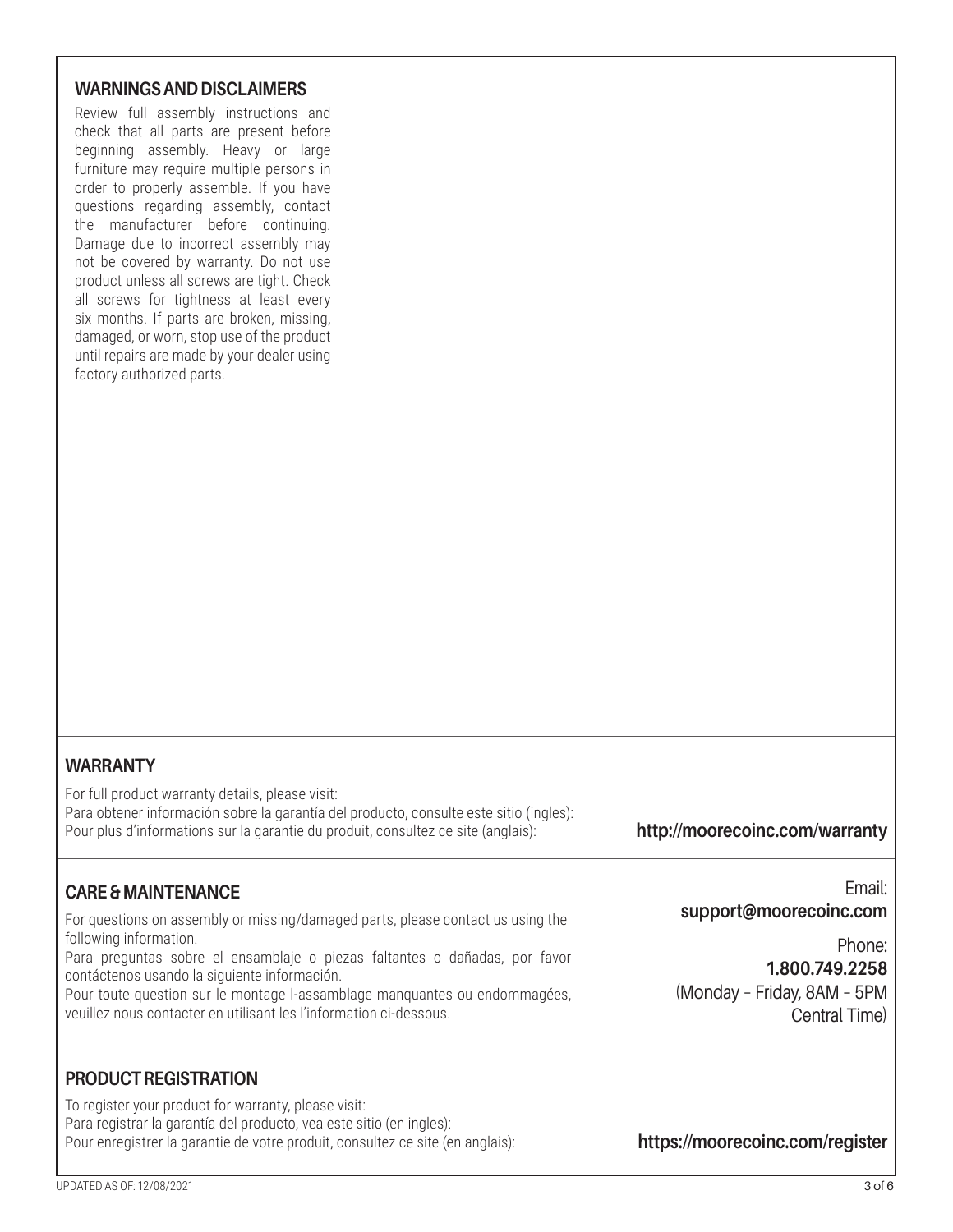## WARNINGS AND DISCLAIMERS

Review full assembly instructions and check that all parts are present before beginning assembly. Heavy or large furniture may require multiple persons in order to properly assemble. If you have questions regarding assembly, contact the manufacturer before continuing. Damage due to incorrect assembly may not be covered by warranty. Do not use product unless all screws are tight. Check all screws for tightness at least every six months. If parts are broken, missing, damaged, or worn, stop use of the product until repairs are made by your dealer using factory authorized parts.

## WARRANTY

For full product warranty details, please visit:
Para obtener información sobre la garantía del producto, consulte este sitio (ingles):
Pour plus d'informations sur la garantie du produit, consultez ce site (anglais):

**http://moorecoinc.com/warranty**

## CARE & MAINTENANCE

For questions on assembly or missing/damaged parts, please contact us using the following information.
Para preguntas sobre el ensamblaje o piezas faltantes o dañadas, por favor contáctenos usando la siguiente información.
Pour toute question sur le montage l-assamblage manquantes ou endommagées, veuillez nous contacter en utilisant les l'information ci-dessous.

Email:
**support@moorecoinc.com**

Phone:
**1.800.749.2258**
(Monday - Friday, 8AM - 5PM Central Time)

## PRODUCT REGISTRATION

To register your product for warranty, please visit:
Para registrar la garantía del producto, vea este sitio (en ingles):
Pour enregistrer la garantie de votre produit, consultez ce site (en anglais):

**https://moorecoinc.com/register**

UPDATED AS OF: 12/08/2021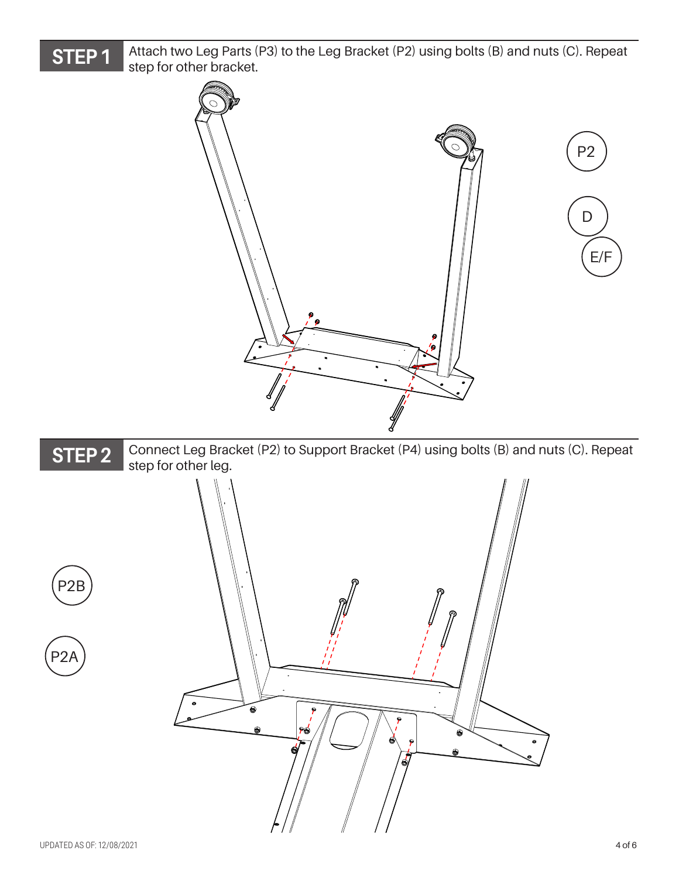## STEP 1

Attach two Leg Parts (P3) to the Leg Bracket (P2) using bolts (B) and nuts (C). Repeat step for other bracket.

P2

D

E/F

## STEP 2

Connect Leg Bracket (P2) to Support Bracket (P4) using bolts (B) and nuts (C). Repeat step for other leg.

P2B

P2A

UPDATED AS OF: 12/08/2021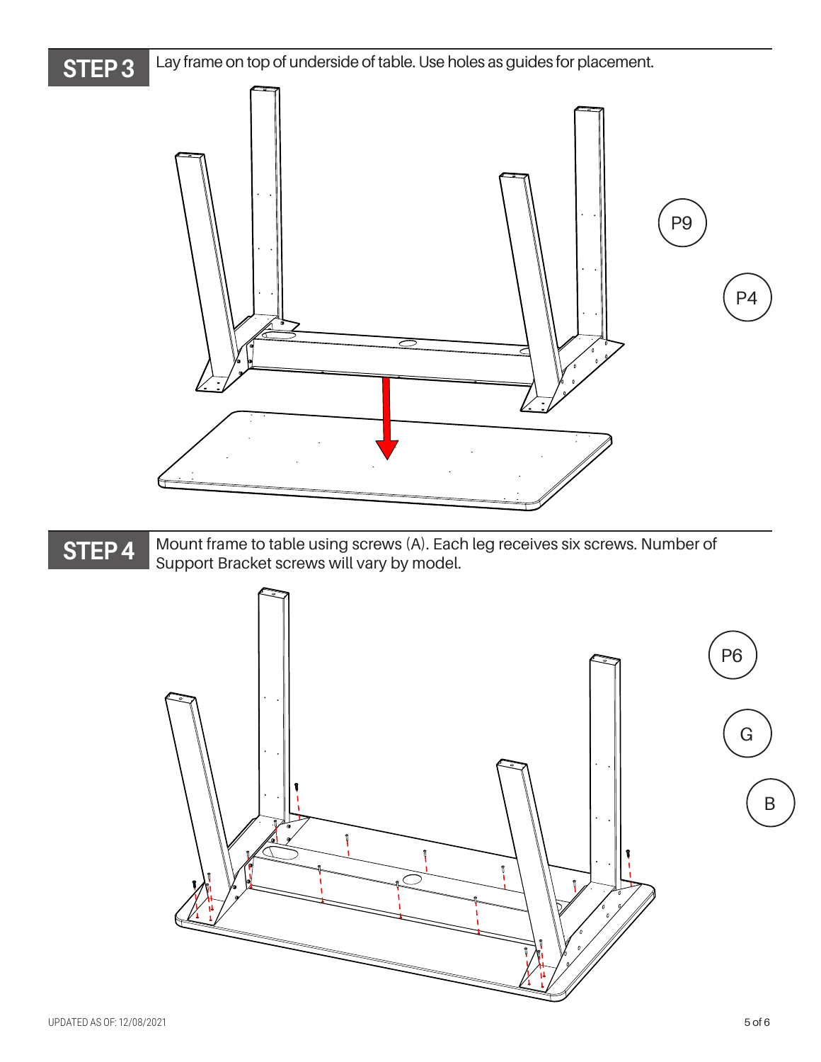## STEP 3

Lay frame on top of underside of table. Use holes as guides for placement.

P9

P4

## STEP 4

Mount frame to table using screws (A). Each leg receives six screws. Number of Support Bracket screws will vary by model.

P6

G

B

UPDATED AS OF: 12/08/2021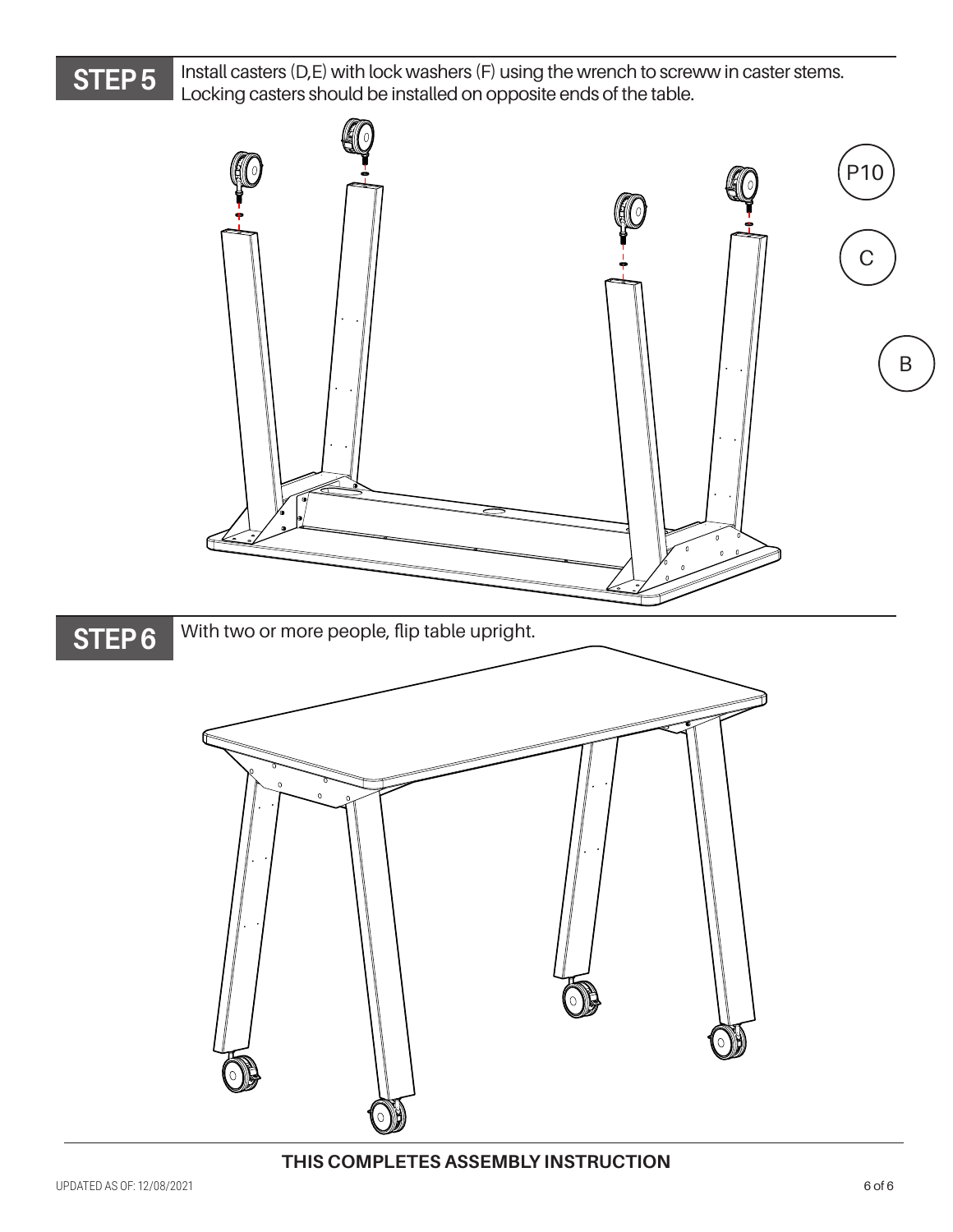## STEP 5

Install casters (D,E) with lock washers (F) using the wrench to screww in caster stems. Locking casters should be installed on opposite ends of the table.

P10

C

B

## STEP 6

With two or more people, flip table upright.

**THIS COMPLETES ASSEMBLY INSTRUCTION**

UPDATED AS OF: 12/08/2021